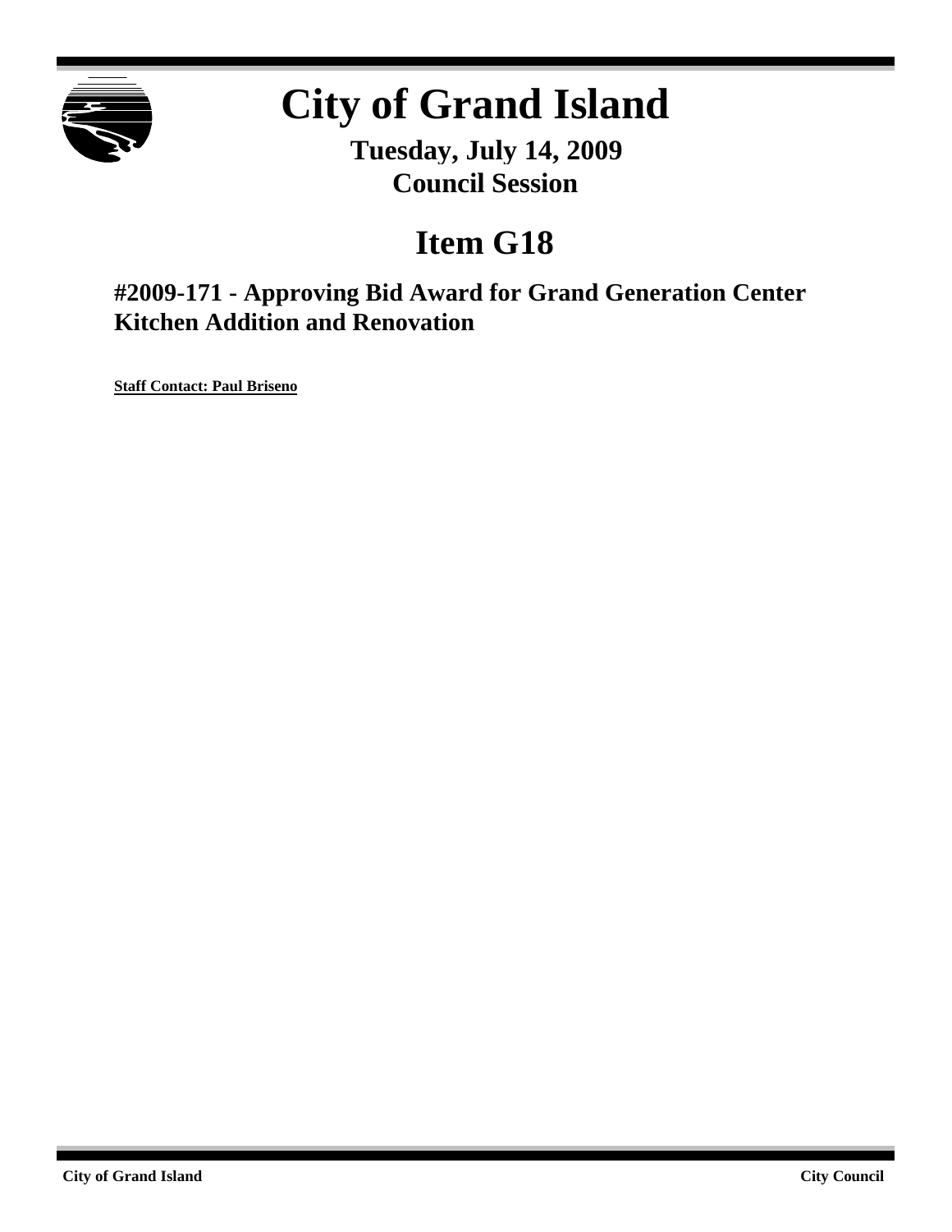# City of Grand Island

**Tuesday, July 14, 2009**
**Council Session**

## Item G18

### #2009-171 - Approving Bid Award for Grand Generation Center Kitchen Addition and Renovation

**Staff Contact: Paul Briseno**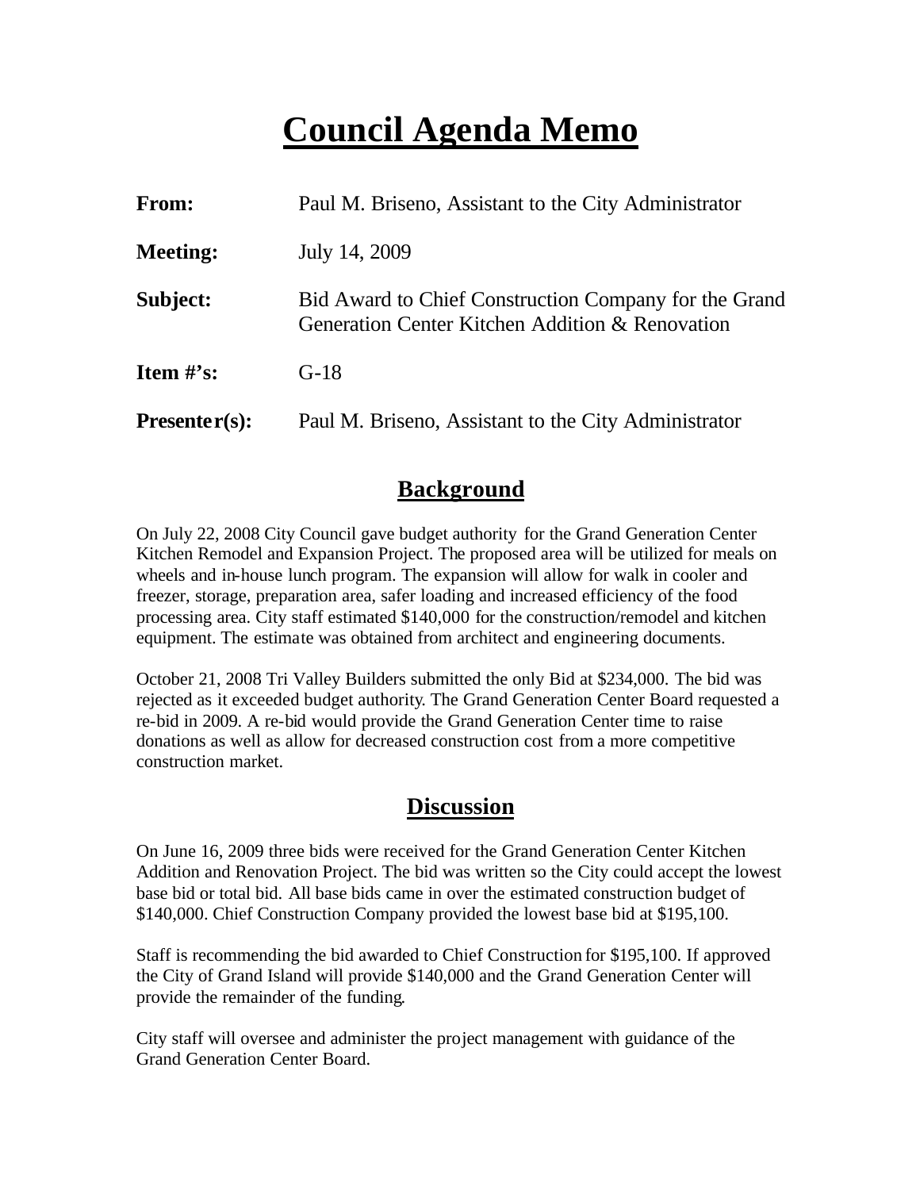# Council Agenda Memo

| | |
|---|---|
| **From:** | Paul M. Briseno, Assistant to the City Administrator |
| **Meeting:** | July 14, 2009 |
| **Subject:** | Bid Award to Chief Construction Company for the Grand Generation Center Kitchen Addition & Renovation |
| **Item #'s:** | G-18 |
| **Presenter(s):** | Paul M. Briseno, Assistant to the City Administrator |

## Background

On July 22, 2008 City Council gave budget authority for the Grand Generation Center Kitchen Remodel and Expansion Project. The proposed area will be utilized for meals on wheels and in-house lunch program. The expansion will allow for walk in cooler and freezer, storage, preparation area, safer loading and increased efficiency of the food processing area. City staff estimated $140,000 for the construction/remodel and kitchen equipment. The estimate was obtained from architect and engineering documents.

October 21, 2008 Tri Valley Builders submitted the only Bid at $234,000. The bid was rejected as it exceeded budget authority. The Grand Generation Center Board requested a re-bid in 2009. A re-bid would provide the Grand Generation Center time to raise donations as well as allow for decreased construction cost from a more competitive construction market.

## Discussion

On June 16, 2009 three bids were received for the Grand Generation Center Kitchen Addition and Renovation Project. The bid was written so the City could accept the lowest base bid or total bid. All base bids came in over the estimated construction budget of $140,000. Chief Construction Company provided the lowest base bid at $195,100.

Staff is recommending the bid awarded to Chief Construction for $195,100. If approved the City of Grand Island will provide $140,000 and the Grand Generation Center will provide the remainder of the funding.

City staff will oversee and administer the project management with guidance of the Grand Generation Center Board.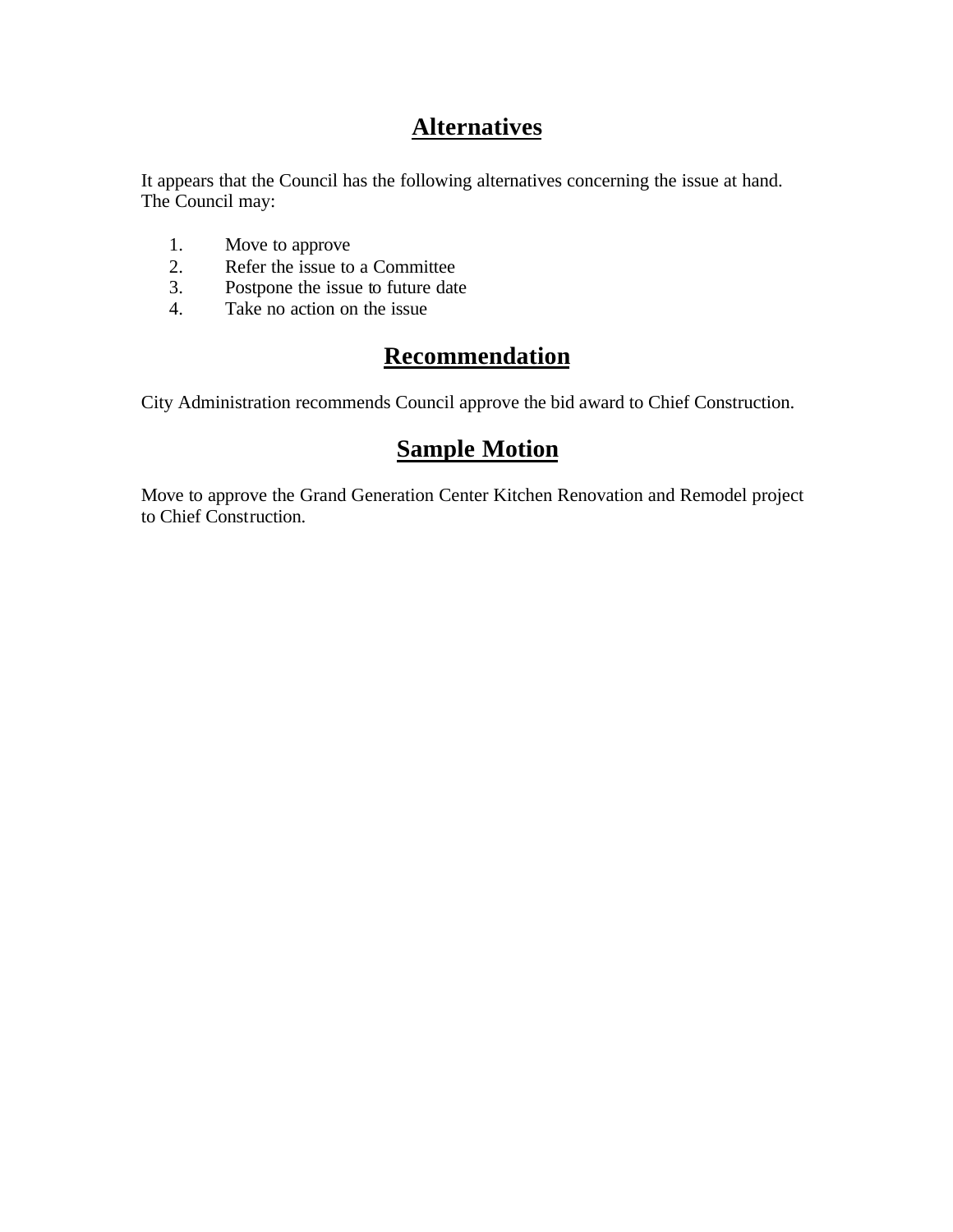## Alternatives

It appears that the Council has the following alternatives concerning the issue at hand. The Council may:

1. Move to approve
2. Refer the issue to a Committee
3. Postpone the issue to future date
4. Take no action on the issue

## Recommendation

City Administration recommends Council approve the bid award to Chief Construction.

## Sample Motion

Move to approve the Grand Generation Center Kitchen Renovation and Remodel project to Chief Construction.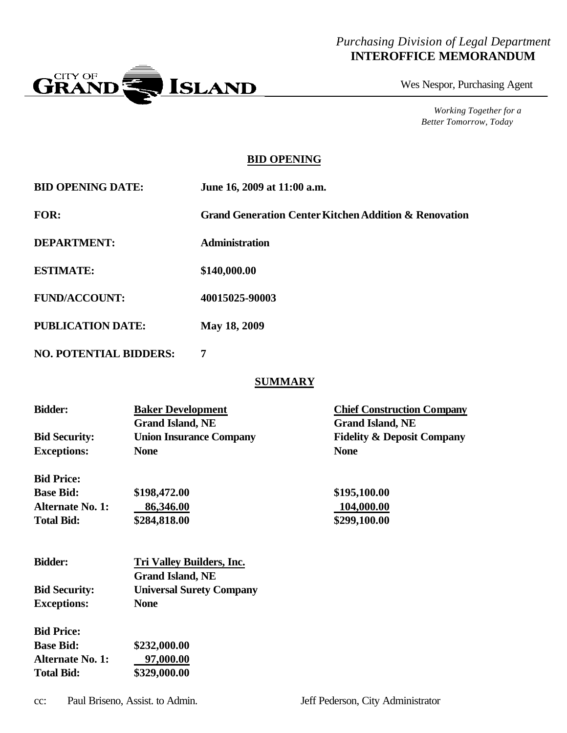*Purchasing Division of Legal Department*
**INTEROFFICE MEMORANDUM**

CITY OF GRAND ISLAND

Wes Nespor, Purchasing Agent

*Working Together for a Better Tomorrow, Today*

## BID OPENING

| | |
|---|---|
| **BID OPENING DATE:** | **June 16, 2009 at 11:00 a.m.** |
| **FOR:** | **Grand Generation Center Kitchen Addition & Renovation** |
| **DEPARTMENT:** | **Administration** |
| **ESTIMATE:** | **$140,000.00** |
| **FUND/ACCOUNT:** | **40015025-90003** |
| **PUBLICATION DATE:** | **May 18, 2009** |
| **NO. POTENTIAL BIDDERS:** | **7** |

## SUMMARY

| | | |
|---|---|---|
| **Bidder:** | **Baker Development**<br>**Grand Island, NE** | **Chief Construction Company**<br>**Grand Island, NE** |
| **Bid Security:** | **Union Insurance Company** | **Fidelity & Deposit Company** |
| **Exceptions:** | **None** | **None** |
| **Bid Price:** | | |
| **Base Bid:** | **$198,472.00** | **$195,100.00** |
| **Alternate No. 1:** | **86,346.00** | **104,000.00** |
| **Total Bid:** | **$284,818.00** | **$299,100.00** |

| | |
|---|---|
| **Bidder:** | **Tri Valley Builders, Inc.**<br>**Grand Island, NE** |
| **Bid Security:** | **Universal Surety Company** |
| **Exceptions:** | **None** |
| **Bid Price:** | |
| **Base Bid:** | **$232,000.00** |
| **Alternate No. 1:** | **97,000.00** |
| **Total Bid:** | **$329,000.00** |

cc: Paul Briseno, Assist. to Admin. Jeff Pederson, City Administrator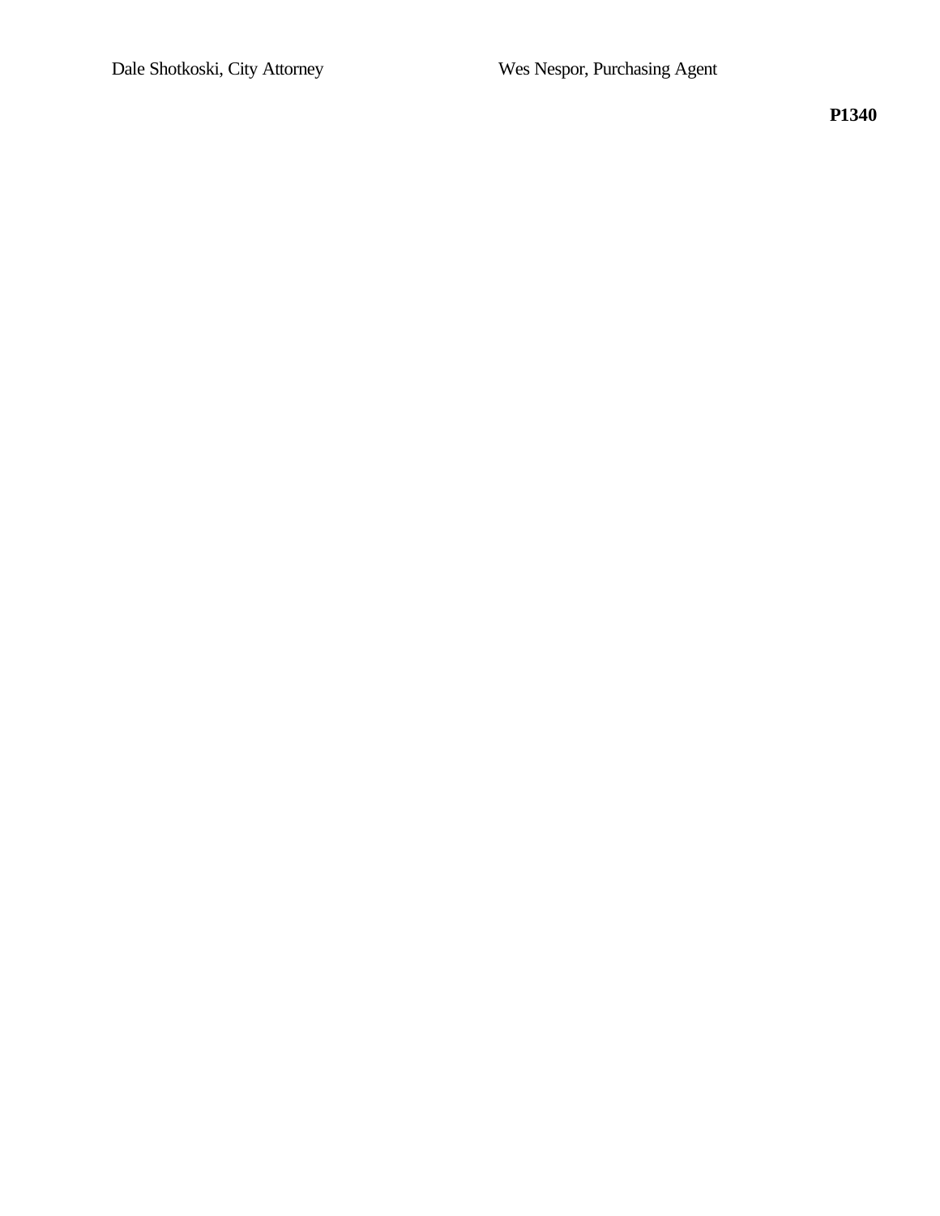Dale Shotkoski, City Attorney Wes Nespor, Purchasing Agent

**P1340**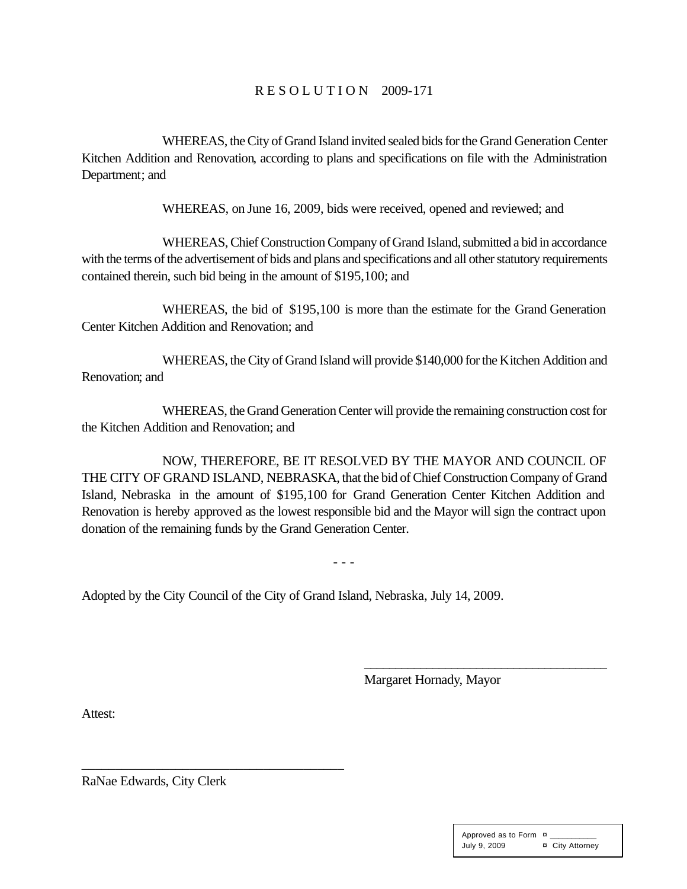# R E S O L U T I O N 2009-171

WHEREAS, the City of Grand Island invited sealed bids for the Grand Generation Center Kitchen Addition and Renovation, according to plans and specifications on file with the Administration Department; and

WHEREAS, on June 16, 2009, bids were received, opened and reviewed; and

WHEREAS, Chief Construction Company of Grand Island, submitted a bid in accordance with the terms of the advertisement of bids and plans and specifications and all other statutory requirements contained therein, such bid being in the amount of $195,100; and

WHEREAS, the bid of $195,100 is more than the estimate for the Grand Generation Center Kitchen Addition and Renovation; and

WHEREAS, the City of Grand Island will provide $140,000 for the Kitchen Addition and Renovation; and

WHEREAS, the Grand Generation Center will provide the remaining construction cost for the Kitchen Addition and Renovation; and

NOW, THEREFORE, BE IT RESOLVED BY THE MAYOR AND COUNCIL OF THE CITY OF GRAND ISLAND, NEBRASKA, that the bid of Chief Construction Company of Grand Island, Nebraska in the amount of $195,100 for Grand Generation Center Kitchen Addition and Renovation is hereby approved as the lowest responsible bid and the Mayor will sign the contract upon donation of the remaining funds by the Grand Generation Center.

- - -

Adopted by the City Council of the City of Grand Island, Nebraska, July 14, 2009.

_______________________________________
Margaret Hornady, Mayor

Attest:

_______________________________________
RaNae Edwards, City Clerk

Approved as to Form ¤ ___________
July 9, 2009 ¤ City Attorney